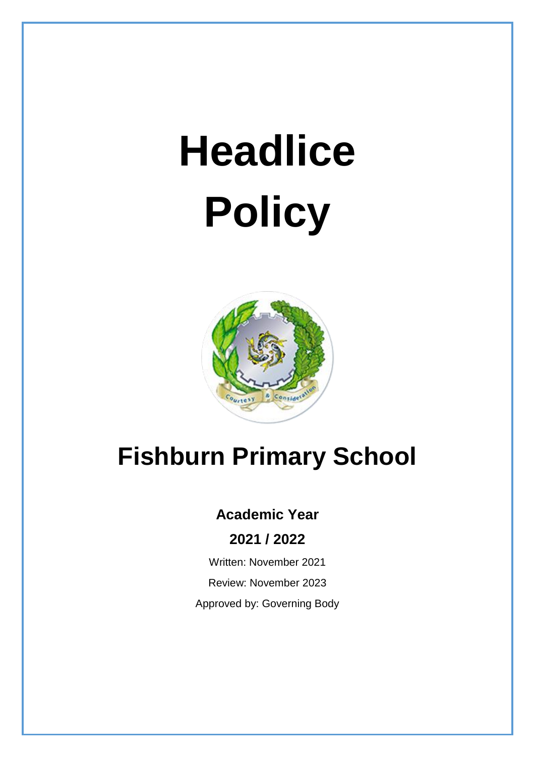# Headlice Policy

## Fishburn Primary School

**Academic Year**

**2021 / 2022**

Written: November 2021

Review: November 2023

Approved by: Governing Body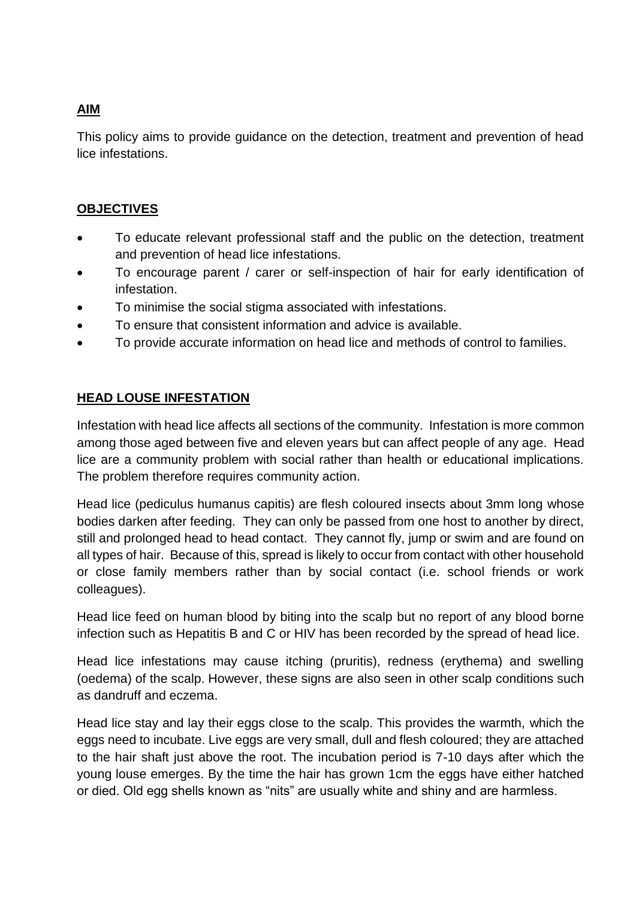## AIM

This policy aims to provide guidance on the detection, treatment and prevention of head lice infestations.

## OBJECTIVES

- To educate relevant professional staff and the public on the detection, treatment and prevention of head lice infestations.
- To encourage parent / carer or self-inspection of hair for early identification of infestation.
- To minimise the social stigma associated with infestations.
- To ensure that consistent information and advice is available.
- To provide accurate information on head lice and methods of control to families.

## HEAD LOUSE INFESTATION

Infestation with head lice affects all sections of the community. Infestation is more common among those aged between five and eleven years but can affect people of any age. Head lice are a community problem with social rather than health or educational implications. The problem therefore requires community action.

Head lice (pediculus humanus capitis) are flesh coloured insects about 3mm long whose bodies darken after feeding. They can only be passed from one host to another by direct, still and prolonged head to head contact. They cannot fly, jump or swim and are found on all types of hair. Because of this, spread is likely to occur from contact with other household or close family members rather than by social contact (i.e. school friends or work colleagues).

Head lice feed on human blood by biting into the scalp but no report of any blood borne infection such as Hepatitis B and C or HIV has been recorded by the spread of head lice.

Head lice infestations may cause itching (pruritis), redness (erythema) and swelling (oedema) of the scalp. However, these signs are also seen in other scalp conditions such as dandruff and eczema.

Head lice stay and lay their eggs close to the scalp. This provides the warmth, which the eggs need to incubate. Live eggs are very small, dull and flesh coloured; they are attached to the hair shaft just above the root. The incubation period is 7-10 days after which the young louse emerges. By the time the hair has grown 1cm the eggs have either hatched or died. Old egg shells known as "nits" are usually white and shiny and are harmless.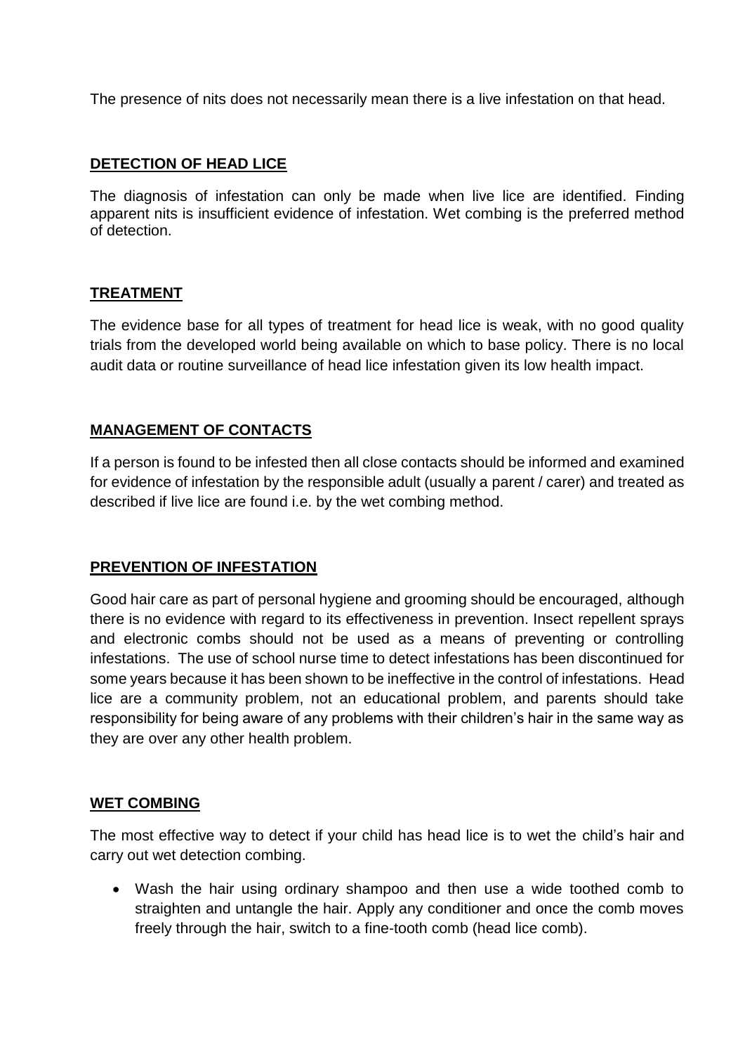The presence of nits does not necessarily mean there is a live infestation on that head.

## DETECTION OF HEAD LICE

The diagnosis of infestation can only be made when live lice are identified. Finding apparent nits is insufficient evidence of infestation. Wet combing is the preferred method of detection.

## TREATMENT

The evidence base for all types of treatment for head lice is weak, with no good quality trials from the developed world being available on which to base policy. There is no local audit data or routine surveillance of head lice infestation given its low health impact.

## MANAGEMENT OF CONTACTS

If a person is found to be infested then all close contacts should be informed and examined for evidence of infestation by the responsible adult (usually a parent / carer) and treated as described if live lice are found i.e. by the wet combing method.

## PREVENTION OF INFESTATION

Good hair care as part of personal hygiene and grooming should be encouraged, although there is no evidence with regard to its effectiveness in prevention. Insect repellent sprays and electronic combs should not be used as a means of preventing or controlling infestations. The use of school nurse time to detect infestations has been discontinued for some years because it has been shown to be ineffective in the control of infestations. Head lice are a community problem, not an educational problem, and parents should take responsibility for being aware of any problems with their children's hair in the same way as they are over any other health problem.

## WET COMBING

The most effective way to detect if your child has head lice is to wet the child's hair and carry out wet detection combing.

- Wash the hair using ordinary shampoo and then use a wide toothed comb to straighten and untangle the hair. Apply any conditioner and once the comb moves freely through the hair, switch to a fine-tooth comb (head lice comb).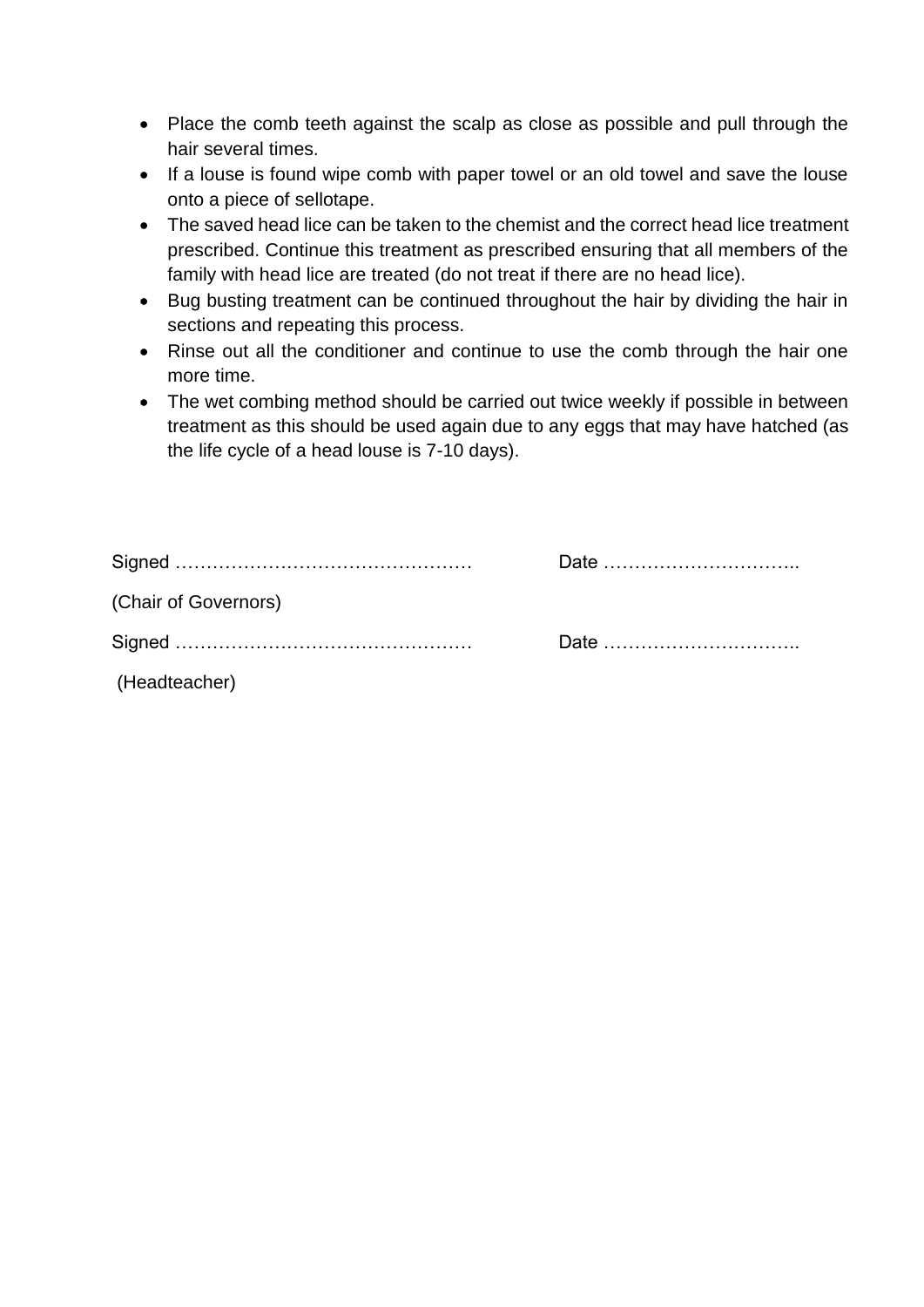- Place the comb teeth against the scalp as close as possible and pull through the hair several times.
- If a louse is found wipe comb with paper towel or an old towel and save the louse onto a piece of sellotape.
- The saved head lice can be taken to the chemist and the correct head lice treatment prescribed. Continue this treatment as prescribed ensuring that all members of the family with head lice are treated (do not treat if there are no head lice).
- Bug busting treatment can be continued throughout the hair by dividing the hair in sections and repeating this process.
- Rinse out all the conditioner and continue to use the comb through the hair one more time.
- The wet combing method should be carried out twice weekly if possible in between treatment as this should be used again due to any eggs that may have hatched (as the life cycle of a head louse is 7-10 days).

Signed …………………………………………  Date …………………………..

(Chair of Governors)

Signed …………………………………………  Date …………………………..

(Headteacher)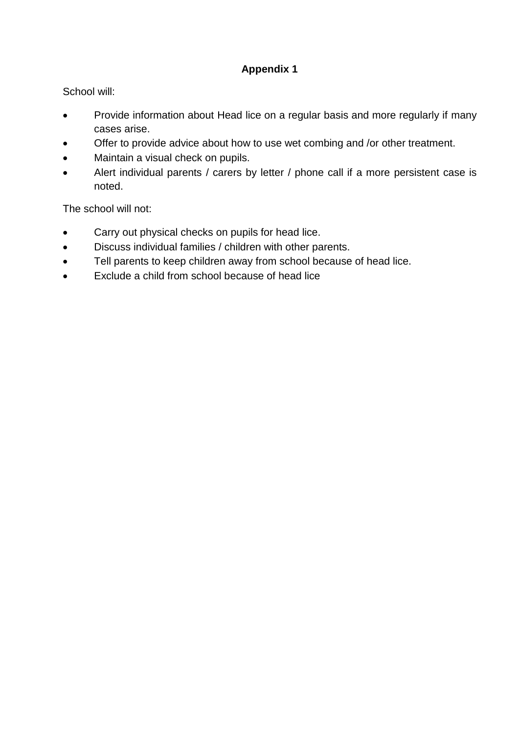## Appendix 1

School will:

- Provide information about Head lice on a regular basis and more regularly if many cases arise.
- Offer to provide advice about how to use wet combing and /or other treatment.
- Maintain a visual check on pupils.
- Alert individual parents / carers by letter / phone call if a more persistent case is noted.

The school will not:

- Carry out physical checks on pupils for head lice.
- Discuss individual families / children with other parents.
- Tell parents to keep children away from school because of head lice.
- Exclude a child from school because of head lice